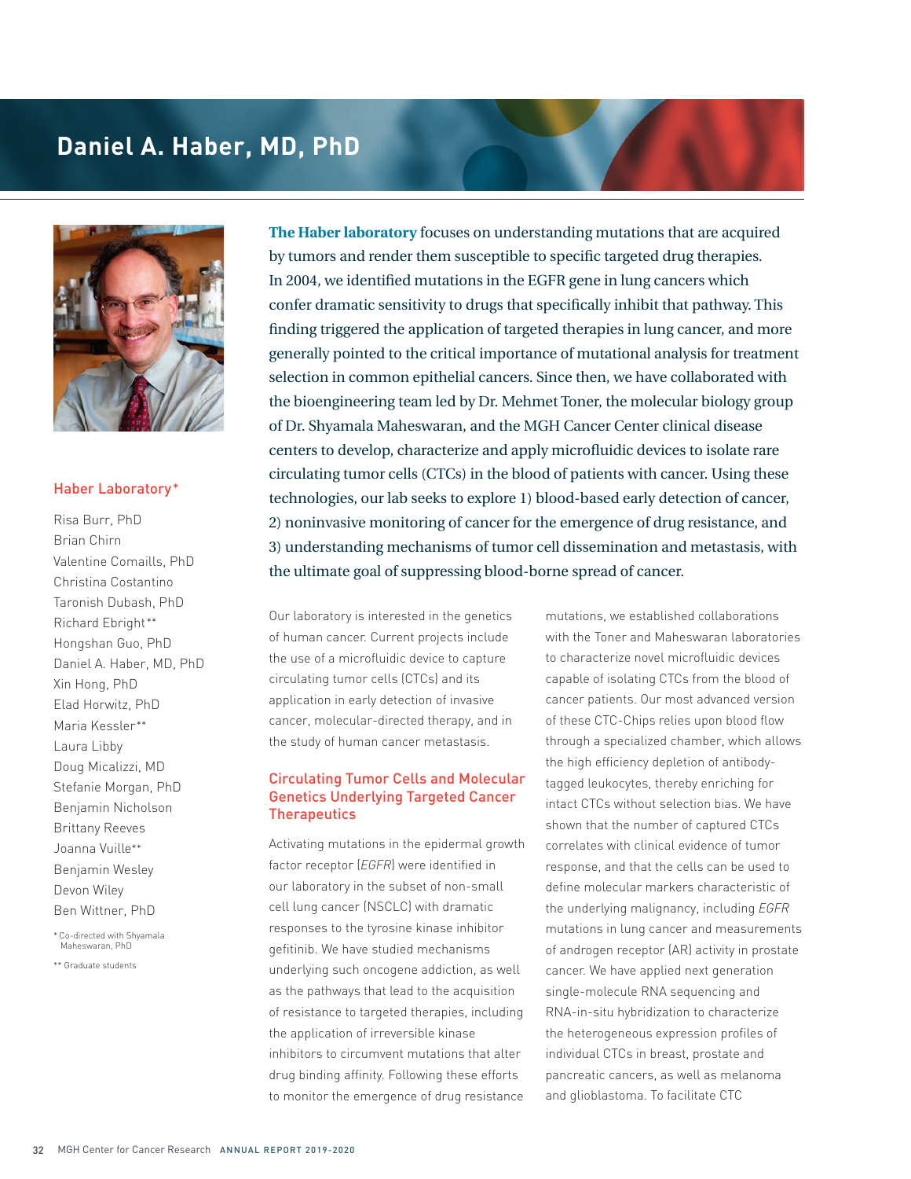# Daniel A. Haber, MD, PhD

**The Haber laboratory** focuses on understanding mutations that are acquired by tumors and render them susceptible to specific targeted drug therapies. In 2004, we identified mutations in the EGFR gene in lung cancers which confer dramatic sensitivity to drugs that specifically inhibit that pathway. This finding triggered the application of targeted therapies in lung cancer, and more generally pointed to the critical importance of mutational analysis for treatment selection in common epithelial cancers. Since then, we have collaborated with the bioengineering team led by Dr. Mehmet Toner, the molecular biology group of Dr. Shyamala Maheswaran, and the MGH Cancer Center clinical disease centers to develop, characterize and apply microfluidic devices to isolate rare circulating tumor cells (CTCs) in the blood of patients with cancer. Using these technologies, our lab seeks to explore 1) blood-based early detection of cancer, 2) noninvasive monitoring of cancer for the emergence of drug resistance, and 3) understanding mechanisms of tumor cell dissemination and metastasis, with the ultimate goal of suppressing blood-borne spread of cancer.

## Haber Laboratory*

Risa Burr, PhD
Brian Chirn
Valentine Comaills, PhD
Christina Costantino
Taronish Dubash, PhD
Richard Ebright**
Hongshan Guo, PhD
Daniel A. Haber, MD, PhD
Xin Hong, PhD
Elad Horwitz, PhD
Maria Kessler**
Laura Libby
Doug Micalizzi, MD
Stefanie Morgan, PhD
Benjamin Nicholson
Brittany Reeves
Joanna Vuille**
Benjamin Wesley
Devon Wiley
Ben Wittner, PhD

* Co-directed with Shyamala Maheswaran, PhD

** Graduate students

Our laboratory is interested in the genetics of human cancer. Current projects include the use of a microfluidic device to capture circulating tumor cells (CTCs) and its application in early detection of invasive cancer, molecular-directed therapy, and in the study of human cancer metastasis.

## Circulating Tumor Cells and Molecular Genetics Underlying Targeted Cancer Therapeutics

Activating mutations in the epidermal growth factor receptor (*EGFR*) were identified in our laboratory in the subset of non-small cell lung cancer (NSCLC) with dramatic responses to the tyrosine kinase inhibitor gefitinib. We have studied mechanisms underlying such oncogene addiction, as well as the pathways that lead to the acquisition of resistance to targeted therapies, including the application of irreversible kinase inhibitors to circumvent mutations that alter drug binding affinity. Following these efforts to monitor the emergence of drug resistance mutations, we established collaborations with the Toner and Maheswaran laboratories to characterize novel microfluidic devices capable of isolating CTCs from the blood of cancer patients. Our most advanced version of these CTC-Chips relies upon blood flow through a specialized chamber, which allows the high efficiency depletion of antibody-tagged leukocytes, thereby enriching for intact CTCs without selection bias. We have shown that the number of captured CTCs correlates with clinical evidence of tumor response, and that the cells can be used to define molecular markers characteristic of the underlying malignancy, including *EGFR* mutations in lung cancer and measurements of androgen receptor (AR) activity in prostate cancer. We have applied next generation single-molecule RNA sequencing and RNA-in-situ hybridization to characterize the heterogeneous expression profiles of individual CTCs in breast, prostate and pancreatic cancers, as well as melanoma and glioblastoma. To facilitate CTC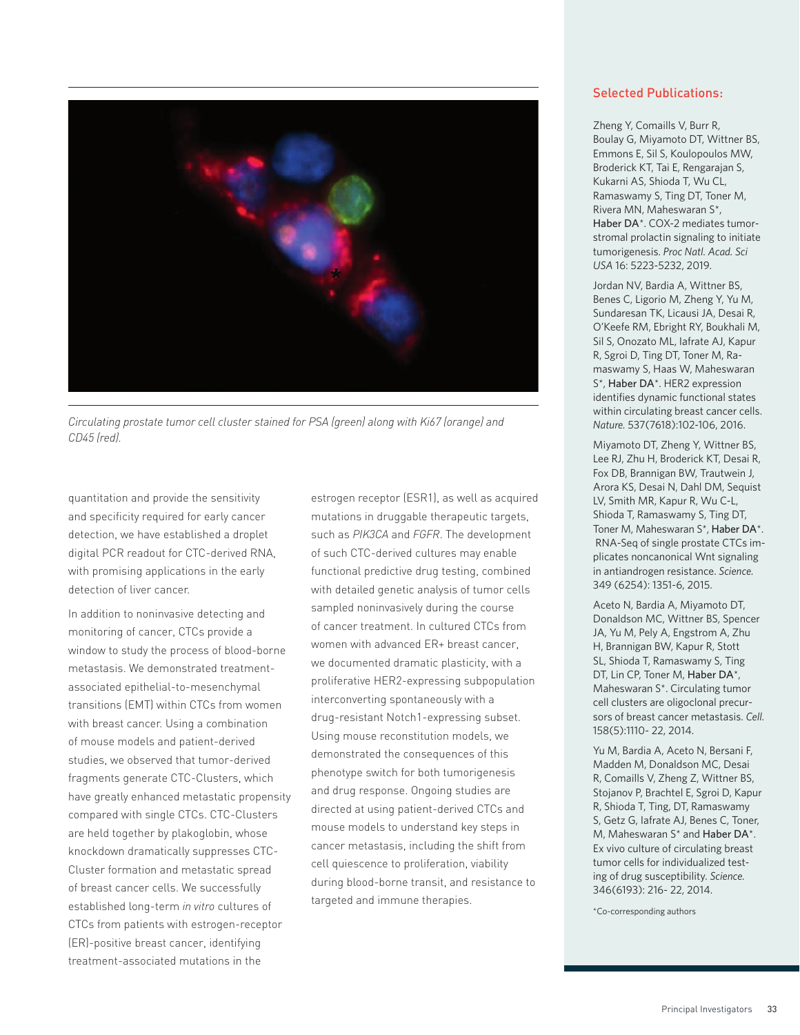*Circulating prostate tumor cell cluster stained for PSA (green) along with Ki67 (orange) and CD45 (red).*

quantitation and provide the sensitivity and specificity required for early cancer detection, we have established a droplet digital PCR readout for CTC-derived RNA, with promising applications in the early detection of liver cancer.

In addition to noninvasive detecting and monitoring of cancer, CTCs provide a window to study the process of blood-borne metastasis. We demonstrated treatment-associated epithelial-to-mesenchymal transitions (EMT) within CTCs from women with breast cancer. Using a combination of mouse models and patient-derived studies, we observed that tumor-derived fragments generate CTC-Clusters, which have greatly enhanced metastatic propensity compared with single CTCs. CTC-Clusters are held together by plakoglobin, whose knockdown dramatically suppresses CTC-Cluster formation and metastatic spread of breast cancer cells. We successfully established long-term *in vitro* cultures of CTCs from patients with estrogen-receptor (ER)-positive breast cancer, identifying treatment-associated mutations in the estrogen receptor (ESR1), as well as acquired mutations in druggable therapeutic targets, such as *PIK3CA* and *FGFR*. The development of such CTC-derived cultures may enable functional predictive drug testing, combined with detailed genetic analysis of tumor cells sampled noninvasively during the course of cancer treatment. In cultured CTCs from women with advanced ER+ breast cancer, we documented dramatic plasticity, with a proliferative HER2-expressing subpopulation interconverting spontaneously with a drug-resistant Notch1-expressing subset. Using mouse reconstitution models, we demonstrated the consequences of this phenotype switch for both tumorigenesis and drug response. Ongoing studies are directed at using patient-derived CTCs and mouse models to understand key steps in cancer metastasis, including the shift from cell quiescence to proliferation, viability during blood-borne transit, and resistance to targeted and immune therapies.

## Selected Publications:

Zheng Y, Comaills V, Burr R, Boulay G, Miyamoto DT, Wittner BS, Emmons E, Sil S, Koulopoulos MW, Broderick KT, Tai E, Rengarajan S, Kukarni AS, Shioda T, Wu CL, Ramaswamy S, Ting DT, Toner M, Rivera MN, Maheswaran S*, **Haber DA***. COX-2 mediates tumor-stromal prolactin signaling to initiate tumorigenesis. *Proc Natl. Acad. Sci USA* 16: 5223-5232, 2019.

Jordan NV, Bardia A, Wittner BS, Benes C, Ligorio M, Zheng Y, Yu M, Sundaresan TK, Licausi JA, Desai R, O'Keefe RM, Ebright RY, Boukhali M, Sil S, Onozato ML, Iafrate AJ, Kapur R, Sgroi D, Ting DT, Toner M, Ramaswamy S, Haas W, Maheswaran S*, **Haber DA***. HER2 expression identifies dynamic functional states within circulating breast cancer cells. *Nature*. 537(7618):102-106, 2016.

Miyamoto DT, Zheng Y, Wittner BS, Lee RJ, Zhu H, Broderick KT, Desai R, Fox DB, Brannigan BW, Trautwein J, Arora KS, Desai N, Dahl DM, Sequist LV, Smith MR, Kapur R, Wu C-L, Shioda T, Ramaswamy S, Ting DT, Toner M, Maheswaran S*, **Haber DA***. RNA-Seq of single prostate CTCs implicates noncanonical Wnt signaling in antiandrogen resistance. *Science*. 349 (6254): 1351-6, 2015.

Aceto N, Bardia A, Miyamoto DT, Donaldson MC, Wittner BS, Spencer JA, Yu M, Pely A, Engstrom A, Zhu H, Brannigan BW, Kapur R, Stott SL, Shioda T, Ramaswamy S, Ting DT, Lin CP, Toner M, **Haber DA***, Maheswaran S*. Circulating tumor cell clusters are oligoclonal precursors of breast cancer metastasis. *Cell*. 158(5):1110- 22, 2014.

Yu M, Bardia A, Aceto N, Bersani F, Madden M, Donaldson MC, Desai R, Comaills V, Zheng Z, Wittner BS, Stojanov P, Brachtel E, Sgroi D, Kapur R, Shioda T, Ting, DT, Ramaswamy S, Getz G, Iafrate AJ, Benes C, Toner, M, Maheswaran S* and **Haber DA***. Ex vivo culture of circulating breast tumor cells for individualized testing of drug susceptibility. *Science*. 346(6193): 216- 22, 2014.

*Co-corresponding authors